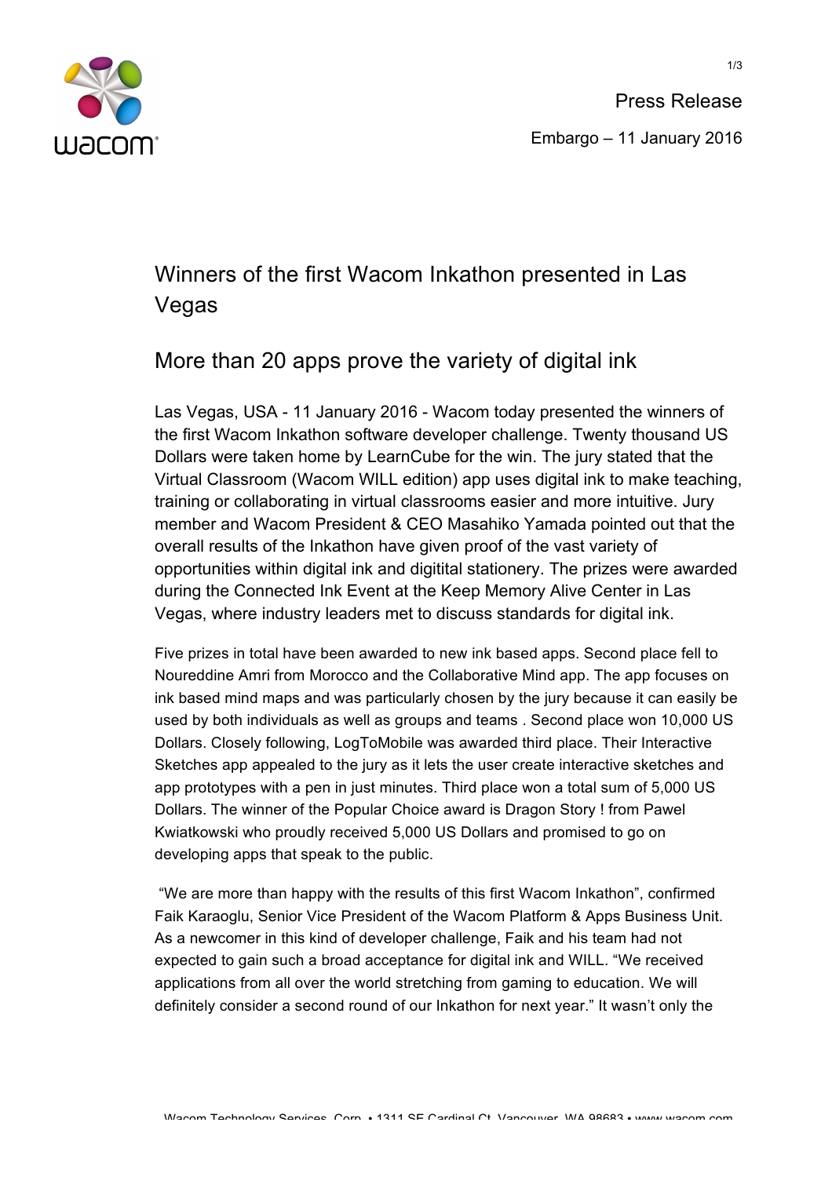Press Release

Embargo – 11 January 2016

# Winners of the first Wacom Inkathon presented in Las Vegas

## More than 20 apps prove the variety of digital ink

Las Vegas, USA - 11 January 2016 - Wacom today presented the winners of the first Wacom Inkathon software developer challenge. Twenty thousand US Dollars were taken home by LearnCube for the win. The jury stated that the Virtual Classroom (Wacom WILL edition) app uses digital ink to make teaching, training or collaborating in virtual classrooms easier and more intuitive. Jury member and Wacom President & CEO Masahiko Yamada pointed out that the overall results of the Inkathon have given proof of the vast variety of opportunities within digital ink and digitital stationery. The prizes were awarded during the Connected Ink Event at the Keep Memory Alive Center in Las Vegas, where industry leaders met to discuss standards for digital ink.

Five prizes in total have been awarded to new ink based apps. Second place fell to Noureddine Amri from Morocco and the Collaborative Mind app. The app focuses on ink based mind maps and was particularly chosen by the jury because it can easily be used by both individuals as well as groups and teams . Second place won 10,000 US Dollars. Closely following, LogToMobile was awarded third place. Their Interactive Sketches app appealed to the jury as it lets the user create interactive sketches and app prototypes with a pen in just minutes. Third place won a total sum of 5,000 US Dollars. The winner of the Popular Choice award is Dragon Story ! from Pawel Kwiatkowski who proudly received 5,000 US Dollars and promised to go on developing apps that speak to the public.

"We are more than happy with the results of this first Wacom Inkathon", confirmed Faik Karaoglu, Senior Vice President of the Wacom Platform & Apps Business Unit. As a newcomer in this kind of developer challenge, Faik and his team had not expected to gain such a broad acceptance for digital ink and WILL. "We received applications from all over the world stretching from gaming to education. We will definitely consider a second round of our Inkathon for next year." It wasn't only the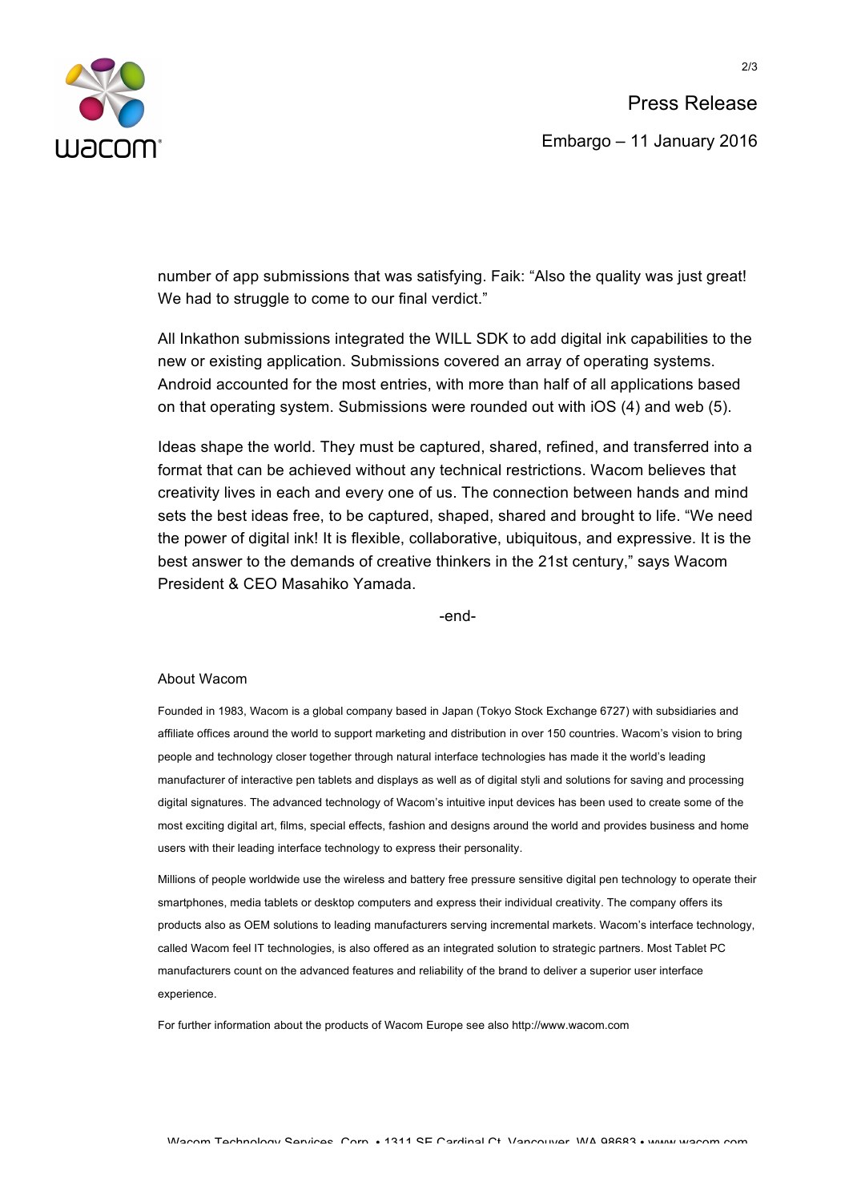number of app submissions that was satisfying. Faik: "Also the quality was just great! We had to struggle to come to our final verdict."

All Inkathon submissions integrated the WILL SDK to add digital ink capabilities to the new or existing application. Submissions covered an array of operating systems. Android accounted for the most entries, with more than half of all applications based on that operating system. Submissions were rounded out with iOS (4) and web (5).

Ideas shape the world. They must be captured, shared, refined, and transferred into a format that can be achieved without any technical restrictions. Wacom believes that creativity lives in each and every one of us. The connection between hands and mind sets the best ideas free, to be captured, shaped, shared and brought to life. "We need the power of digital ink! It is flexible, collaborative, ubiquitous, and expressive. It is the best answer to the demands of creative thinkers in the 21st century," says Wacom President & CEO Masahiko Yamada.

-end-

## About Wacom

Founded in 1983, Wacom is a global company based in Japan (Tokyo Stock Exchange 6727) with subsidiaries and affiliate offices around the world to support marketing and distribution in over 150 countries. Wacom's vision to bring people and technology closer together through natural interface technologies has made it the world's leading manufacturer of interactive pen tablets and displays as well as of digital styli and solutions for saving and processing digital signatures. The advanced technology of Wacom's intuitive input devices has been used to create some of the most exciting digital art, films, special effects, fashion and designs around the world and provides business and home users with their leading interface technology to express their personality.

Millions of people worldwide use the wireless and battery free pressure sensitive digital pen technology to operate their smartphones, media tablets or desktop computers and express their individual creativity. The company offers its products also as OEM solutions to leading manufacturers serving incremental markets. Wacom's interface technology, called Wacom feel IT technologies, is also offered as an integrated solution to strategic partners. Most Tablet PC manufacturers count on the advanced features and reliability of the brand to deliver a superior user interface experience.

For further information about the products of Wacom Europe see also http://www.wacom.com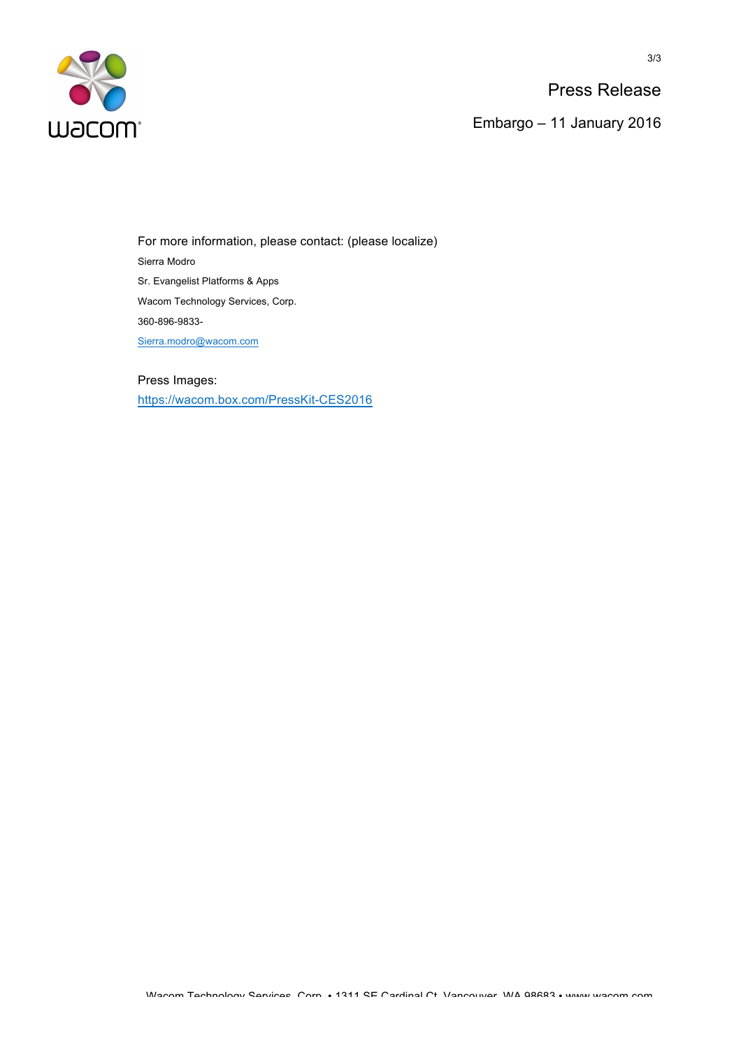For more information, please contact: (please localize)

Sierra Modro

Sr. Evangelist Platforms & Apps

Wacom Technology Services, Corp.

360-896-9833-

Sierra.modro@wacom.com

Press Images:

https://wacom.box.com/PressKit-CES2016